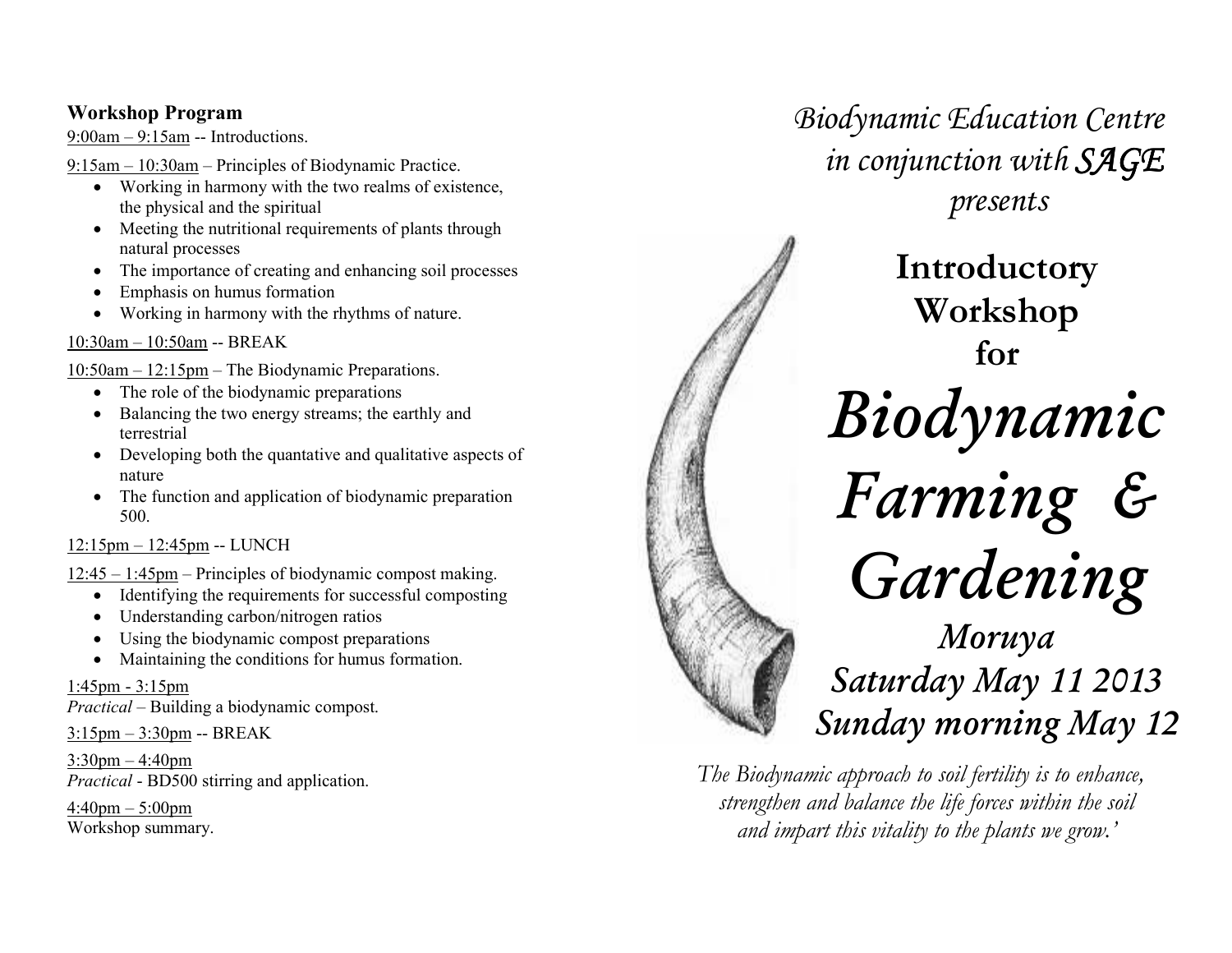## Workshop Program

9:00am – 9:15am -- Introductions.

9:15am – 10:30am – Principles of Biodynamic Practice.

- Working in harmony with the two realms of existence, the physical and the spiritual
- Meeting the nutritional requirements of plants through natural processes
- The importance of creating and enhancing soil processes
- Emphasis on humus formation
- Working in harmony with the rhythms of nature.

10:30am – 10:50am -- BREAK

10:50am – 12:15pm – The Biodynamic Preparations.

- The role of the biodynamic preparations
- Balancing the two energy streams; the earthly and terrestrial
- Developing both the quantative and qualitative aspects of nature
- The function and application of biodynamic preparation 500.

12:15pm – 12:45pm -- LUNCH

12:45 – 1:45pm – Principles of biodynamic compost making.

- Identifying the requirements for successful composting
- Understanding carbon/nitrogen ratios
- Using the biodynamic compost preparations
- Maintaining the conditions for humus formation.

1:45pm - 3:15pm
*Practical* – Building a biodynamic compost.

3:15pm – 3:30pm -- BREAK

3:30pm – 4:40pm
*Practical* - BD500 stirring and application.

4:40pm – 5:00pm
Workshop summary.

*Biodynamic Education Centre in conjunction with SAGE presents*

# Introductory Workshop for

# *Biodynamic Farming & Gardening*

*Moruya*

*Saturday May 11 2013*

*Sunday morning May 12*

*The Biodynamic approach to soil fertility is to enhance, strengthen and balance the life forces within the soil and impart this vitality to the plants we grow.'*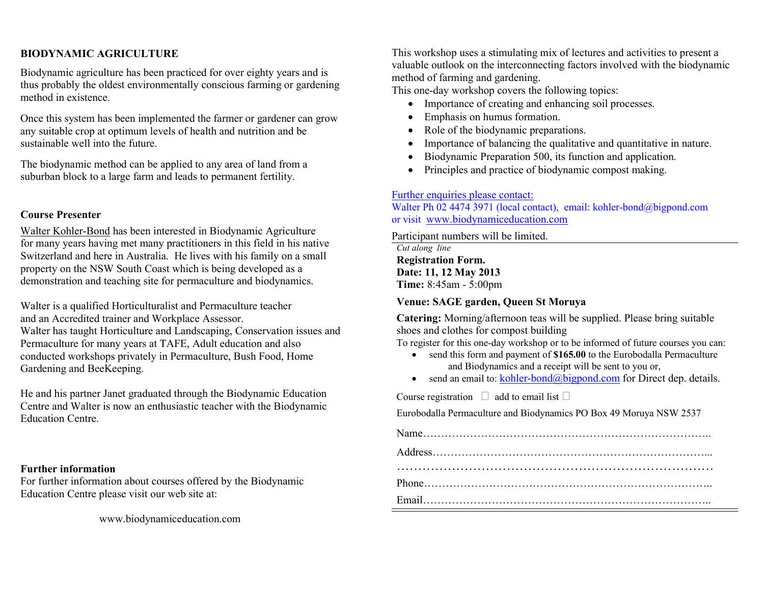## BIODYNAMIC AGRICULTURE

Biodynamic agriculture has been practiced for over eighty years and is thus probably the oldest environmentally conscious farming or gardening method in existence.

Once this system has been implemented the farmer or gardener can grow any suitable crop at optimum levels of health and nutrition and be sustainable well into the future.

The biodynamic method can be applied to any area of land from a suburban block to a large farm and leads to permanent fertility.

## Course Presenter

Walter Kohler-Bond has been interested in Biodynamic Agriculture for many years having met many practitioners in this field in his native Switzerland and here in Australia. He lives with his family on a small property on the NSW South Coast which is being developed as a demonstration and teaching site for permaculture and biodynamics.

Walter is a qualified Horticulturalist and Permaculture teacher and an Accredited trainer and Workplace Assessor.
Walter has taught Horticulture and Landscaping, Conservation issues and Permaculture for many years at TAFE, Adult education and also conducted workshops privately in Permaculture, Bush Food, Home Gardening and BeeKeeping.

He and his partner Janet graduated through the Biodynamic Education Centre and Walter is now an enthusiastic teacher with the Biodynamic Education Centre.

## Further information

For further information about courses offered by the Biodynamic Education Centre please visit our web site at:

www.biodynamiceducation.com

This workshop uses a stimulating mix of lectures and activities to present a valuable outlook on the interconnecting factors involved with the biodynamic method of farming and gardening.
This one-day workshop covers the following topics:

- Importance of creating and enhancing soil processes.
- Emphasis on humus formation.
- Role of the biodynamic preparations.
- Importance of balancing the qualitative and quantitative in nature.
- Biodynamic Preparation 500, its function and application.
- Principles and practice of biodynamic compost making.

Further enquiries please contact:
Walter Ph 02 4474 3971 (local contact), email: kohler-bond@bigpond.com
or visit www.biodynamiceducation.com

Participant numbers will be limited.

---

*Cut along line*

**Registration Form.**
**Date: 11, 12 May 2013**
**Time:** 8:45am - 5:00pm

**Venue: SAGE garden, Queen St Moruya**

**Catering:** Morning/afternoon teas will be supplied. Please bring suitable shoes and clothes for compost building

To register for this one-day workshop or to be informed of future courses you can:

- send this form and payment of **$165.00** to the Eurobodalla Permaculture and Biodynamics and a receipt will be sent to you or,
- send an email to: kohler-bond@bigpond.com for Direct dep. details.

Course registration ☐ add to email list ☐

Eurobodalla Permaculture and Biodynamics PO Box 49 Moruya NSW 2537

Name…………………………………………………………………..

Address………………………………………………………………...

…………………………………………………………………………

Phone…………………………………………………………………..

Email…………………………………………………………………..